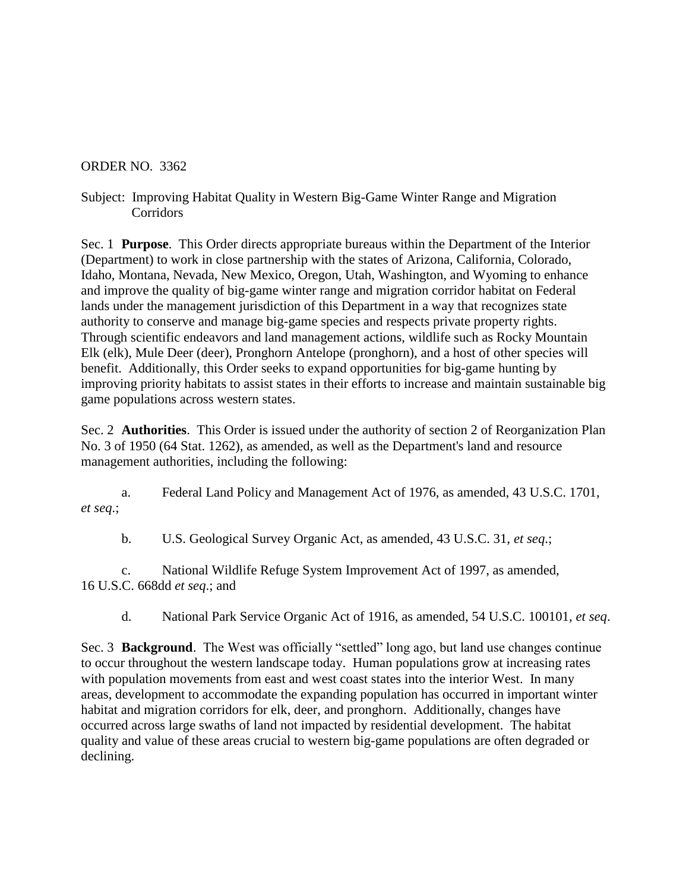ORDER NO. 3362

Subject: Improving Habitat Quality in Western Big-Game Winter Range and Migration Corridors

Sec. 1 **Purpose**. This Order directs appropriate bureaus within the Department of the Interior (Department) to work in close partnership with the states of Arizona, California, Colorado, Idaho, Montana, Nevada, New Mexico, Oregon, Utah, Washington, and Wyoming to enhance and improve the quality of big-game winter range and migration corridor habitat on Federal lands under the management jurisdiction of this Department in a way that recognizes state authority to conserve and manage big-game species and respects private property rights. Through scientific endeavors and land management actions, wildlife such as Rocky Mountain Elk (elk), Mule Deer (deer), Pronghorn Antelope (pronghorn), and a host of other species will benefit. Additionally, this Order seeks to expand opportunities for big-game hunting by improving priority habitats to assist states in their efforts to increase and maintain sustainable big game populations across western states.

Sec. 2 **Authorities**. This Order is issued under the authority of section 2 of Reorganization Plan No. 3 of 1950 (64 Stat. 1262), as amended, as well as the Department's land and resource management authorities, including the following:

a. Federal Land Policy and Management Act of 1976, as amended, 43 U.S.C. 1701, *et seq*.;

b. U.S. Geological Survey Organic Act, as amended, 43 U.S.C. 31, *et seq*.;

c. National Wildlife Refuge System Improvement Act of 1997, as amended, 16 U.S.C. 668dd *et seq*.; and

d. National Park Service Organic Act of 1916, as amended, 54 U.S.C. 100101, *et seq*.

Sec. 3 **Background**. The West was officially "settled" long ago, but land use changes continue to occur throughout the western landscape today. Human populations grow at increasing rates with population movements from east and west coast states into the interior West. In many areas, development to accommodate the expanding population has occurred in important winter habitat and migration corridors for elk, deer, and pronghorn. Additionally, changes have occurred across large swaths of land not impacted by residential development. The habitat quality and value of these areas crucial to western big-game populations are often degraded or declining.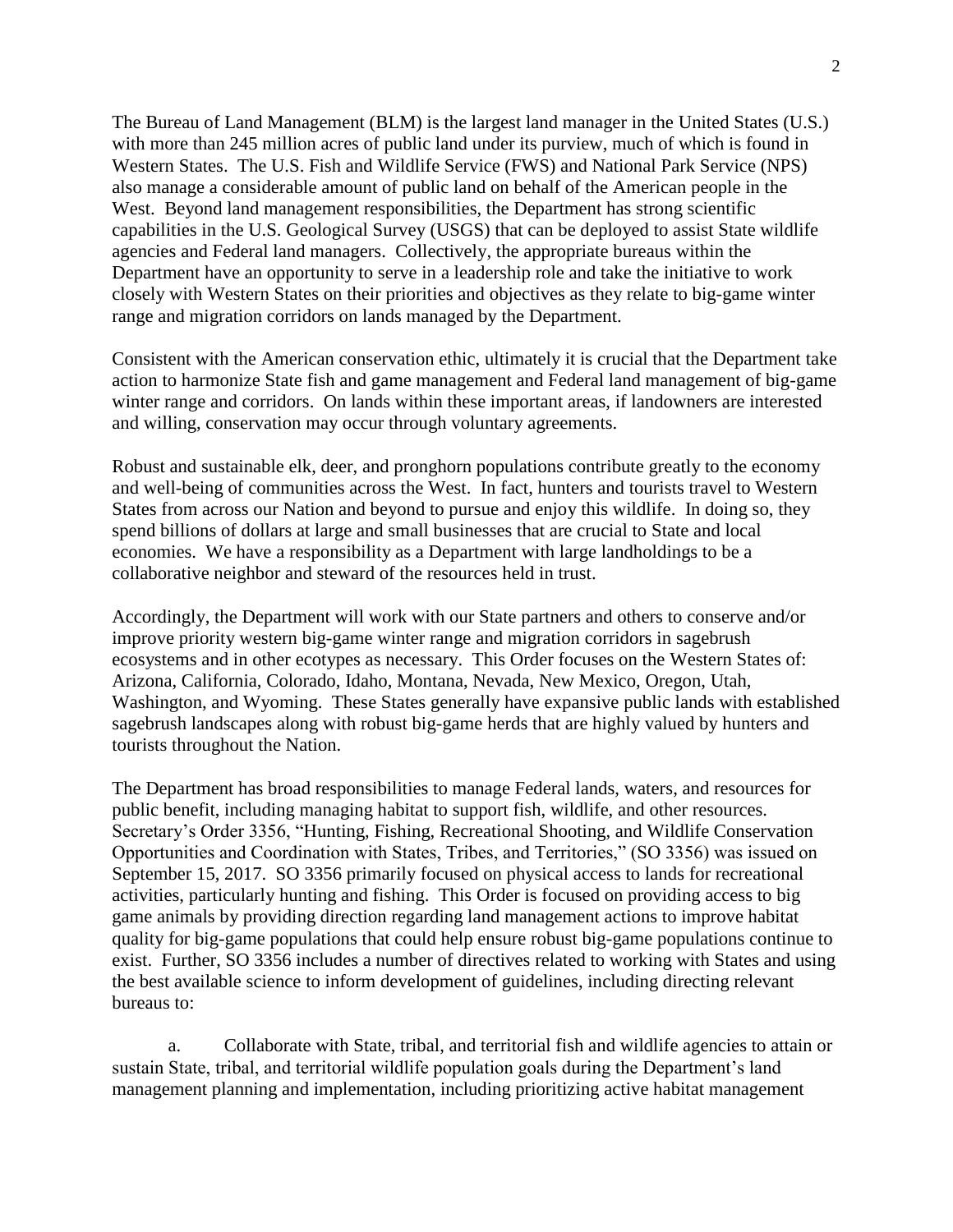The Bureau of Land Management (BLM) is the largest land manager in the United States (U.S.) with more than 245 million acres of public land under its purview, much of which is found in Western States. The U.S. Fish and Wildlife Service (FWS) and National Park Service (NPS) also manage a considerable amount of public land on behalf of the American people in the West. Beyond land management responsibilities, the Department has strong scientific capabilities in the U.S. Geological Survey (USGS) that can be deployed to assist State wildlife agencies and Federal land managers. Collectively, the appropriate bureaus within the Department have an opportunity to serve in a leadership role and take the initiative to work closely with Western States on their priorities and objectives as they relate to big-game winter range and migration corridors on lands managed by the Department.

Consistent with the American conservation ethic, ultimately it is crucial that the Department take action to harmonize State fish and game management and Federal land management of big-game winter range and corridors. On lands within these important areas, if landowners are interested and willing, conservation may occur through voluntary agreements.

Robust and sustainable elk, deer, and pronghorn populations contribute greatly to the economy and well-being of communities across the West. In fact, hunters and tourists travel to Western States from across our Nation and beyond to pursue and enjoy this wildlife. In doing so, they spend billions of dollars at large and small businesses that are crucial to State and local economies. We have a responsibility as a Department with large landholdings to be a collaborative neighbor and steward of the resources held in trust.

Accordingly, the Department will work with our State partners and others to conserve and/or improve priority western big-game winter range and migration corridors in sagebrush ecosystems and in other ecotypes as necessary. This Order focuses on the Western States of: Arizona, California, Colorado, Idaho, Montana, Nevada, New Mexico, Oregon, Utah, Washington, and Wyoming. These States generally have expansive public lands with established sagebrush landscapes along with robust big-game herds that are highly valued by hunters and tourists throughout the Nation.

The Department has broad responsibilities to manage Federal lands, waters, and resources for public benefit, including managing habitat to support fish, wildlife, and other resources. Secretary's Order 3356, "Hunting, Fishing, Recreational Shooting, and Wildlife Conservation Opportunities and Coordination with States, Tribes, and Territories," (SO 3356) was issued on September 15, 2017. SO 3356 primarily focused on physical access to lands for recreational activities, particularly hunting and fishing. This Order is focused on providing access to big game animals by providing direction regarding land management actions to improve habitat quality for big-game populations that could help ensure robust big-game populations continue to exist. Further, SO 3356 includes a number of directives related to working with States and using the best available science to inform development of guidelines, including directing relevant bureaus to:

a. Collaborate with State, tribal, and territorial fish and wildlife agencies to attain or sustain State, tribal, and territorial wildlife population goals during the Department's land management planning and implementation, including prioritizing active habitat management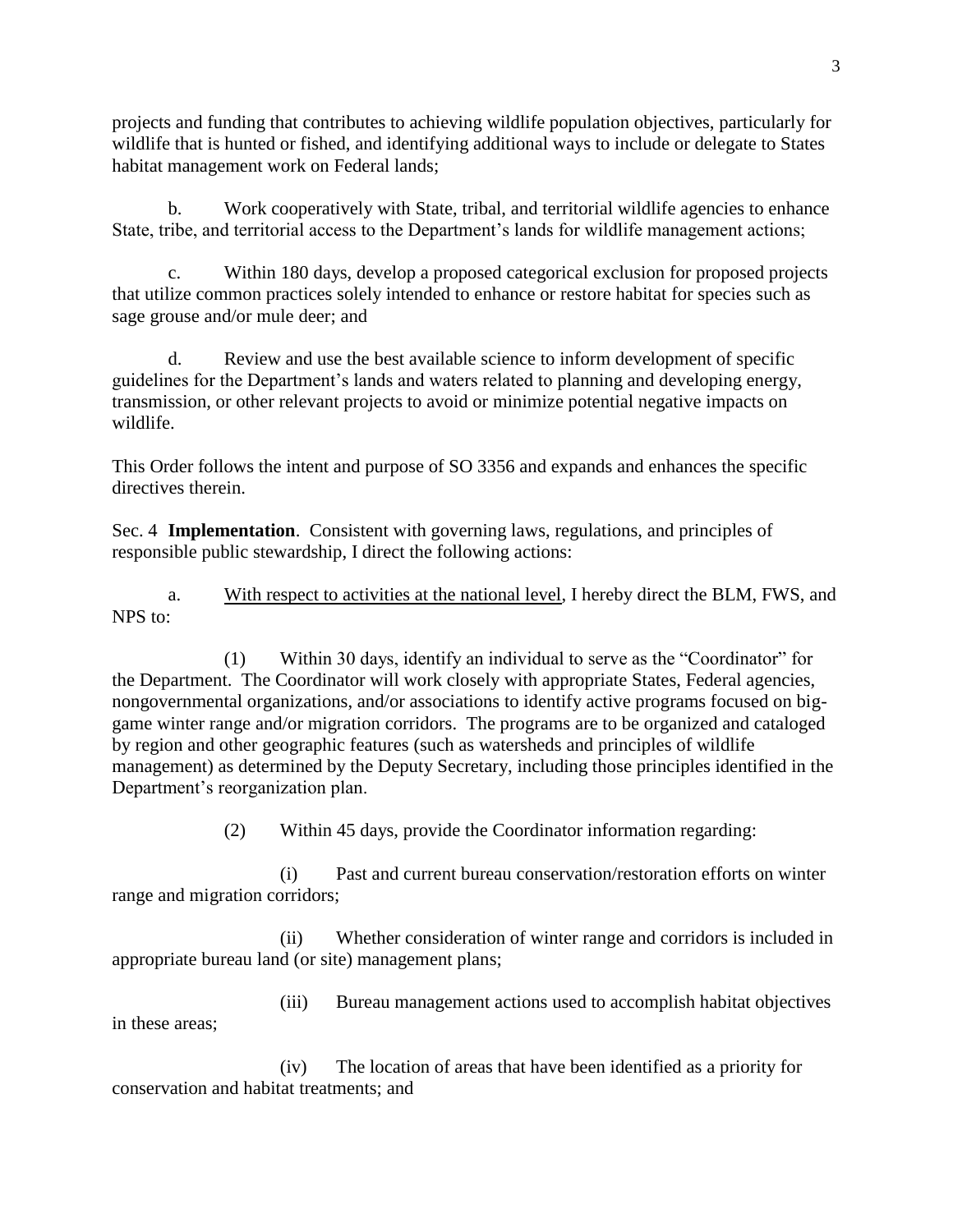projects and funding that contributes to achieving wildlife population objectives, particularly for wildlife that is hunted or fished, and identifying additional ways to include or delegate to States habitat management work on Federal lands;

b. Work cooperatively with State, tribal, and territorial wildlife agencies to enhance State, tribe, and territorial access to the Department's lands for wildlife management actions;

c. Within 180 days, develop a proposed categorical exclusion for proposed projects that utilize common practices solely intended to enhance or restore habitat for species such as sage grouse and/or mule deer; and

d. Review and use the best available science to inform development of specific guidelines for the Department's lands and waters related to planning and developing energy, transmission, or other relevant projects to avoid or minimize potential negative impacts on wildlife.

This Order follows the intent and purpose of SO 3356 and expands and enhances the specific directives therein.

Sec. 4 **Implementation**. Consistent with governing laws, regulations, and principles of responsible public stewardship, I direct the following actions:

a. <u>With respect to activities at the national level</u>, I hereby direct the BLM, FWS, and NPS to:

(1) Within 30 days, identify an individual to serve as the "Coordinator" for the Department. The Coordinator will work closely with appropriate States, Federal agencies, nongovernmental organizations, and/or associations to identify active programs focused on big-game winter range and/or migration corridors. The programs are to be organized and cataloged by region and other geographic features (such as watersheds and principles of wildlife management) as determined by the Deputy Secretary, including those principles identified in the Department's reorganization plan.

(2) Within 45 days, provide the Coordinator information regarding:

(i) Past and current bureau conservation/restoration efforts on winter range and migration corridors;

(ii) Whether consideration of winter range and corridors is included in appropriate bureau land (or site) management plans;

(iii) Bureau management actions used to accomplish habitat objectives in these areas;

(iv) The location of areas that have been identified as a priority for conservation and habitat treatments; and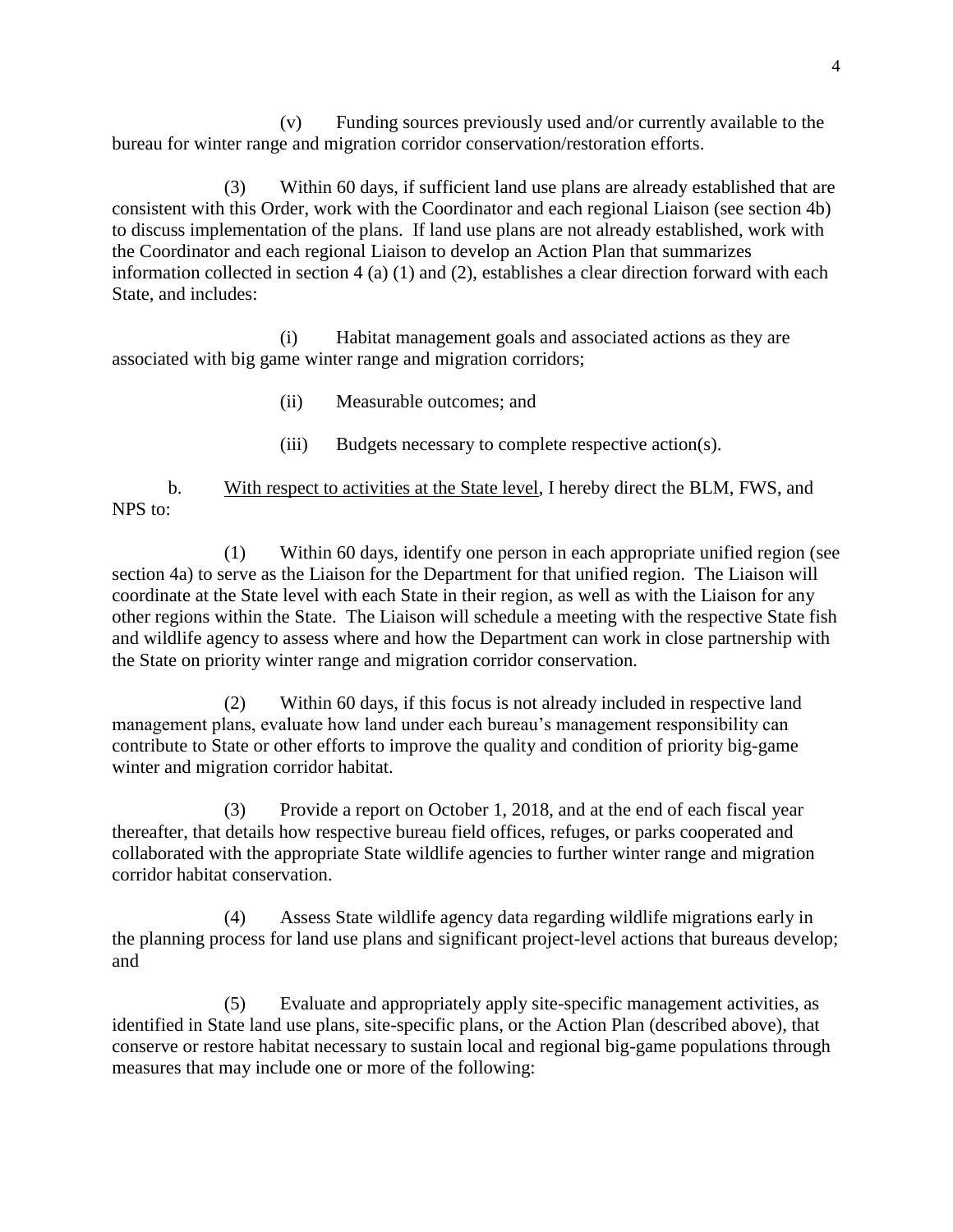(v) Funding sources previously used and/or currently available to the bureau for winter range and migration corridor conservation/restoration efforts.

(3) Within 60 days, if sufficient land use plans are already established that are consistent with this Order, work with the Coordinator and each regional Liaison (see section 4b) to discuss implementation of the plans. If land use plans are not already established, work with the Coordinator and each regional Liaison to develop an Action Plan that summarizes information collected in section 4 (a) (1) and (2), establishes a clear direction forward with each State, and includes:

(i) Habitat management goals and associated actions as they are associated with big game winter range and migration corridors;

(ii) Measurable outcomes; and

(iii) Budgets necessary to complete respective action(s).

b. <u>With respect to activities at the State level</u>, I hereby direct the BLM, FWS, and NPS to:

(1) Within 60 days, identify one person in each appropriate unified region (see section 4a) to serve as the Liaison for the Department for that unified region. The Liaison will coordinate at the State level with each State in their region, as well as with the Liaison for any other regions within the State. The Liaison will schedule a meeting with the respective State fish and wildlife agency to assess where and how the Department can work in close partnership with the State on priority winter range and migration corridor conservation.

(2) Within 60 days, if this focus is not already included in respective land management plans, evaluate how land under each bureau's management responsibility can contribute to State or other efforts to improve the quality and condition of priority big-game winter and migration corridor habitat.

(3) Provide a report on October 1, 2018, and at the end of each fiscal year thereafter, that details how respective bureau field offices, refuges, or parks cooperated and collaborated with the appropriate State wildlife agencies to further winter range and migration corridor habitat conservation.

(4) Assess State wildlife agency data regarding wildlife migrations early in the planning process for land use plans and significant project-level actions that bureaus develop; and

(5) Evaluate and appropriately apply site-specific management activities, as identified in State land use plans, site-specific plans, or the Action Plan (described above), that conserve or restore habitat necessary to sustain local and regional big-game populations through measures that may include one or more of the following: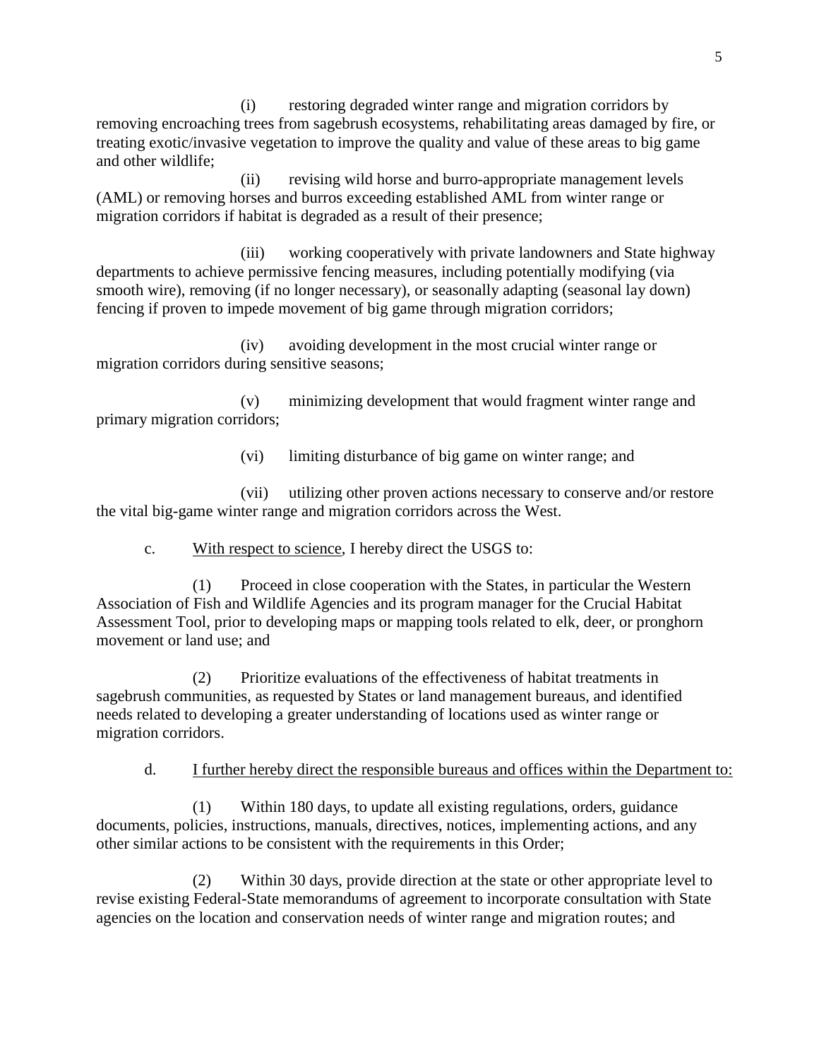(i) restoring degraded winter range and migration corridors by removing encroaching trees from sagebrush ecosystems, rehabilitating areas damaged by fire, or treating exotic/invasive vegetation to improve the quality and value of these areas to big game and other wildlife;

(ii) revising wild horse and burro-appropriate management levels (AML) or removing horses and burros exceeding established AML from winter range or migration corridors if habitat is degraded as a result of their presence;

(iii) working cooperatively with private landowners and State highway departments to achieve permissive fencing measures, including potentially modifying (via smooth wire), removing (if no longer necessary), or seasonally adapting (seasonal lay down) fencing if proven to impede movement of big game through migration corridors;

(iv) avoiding development in the most crucial winter range or migration corridors during sensitive seasons;

(v) minimizing development that would fragment winter range and primary migration corridors;

(vi) limiting disturbance of big game on winter range; and

(vii) utilizing other proven actions necessary to conserve and/or restore the vital big-game winter range and migration corridors across the West.

c. With respect to science, I hereby direct the USGS to:

(1) Proceed in close cooperation with the States, in particular the Western Association of Fish and Wildlife Agencies and its program manager for the Crucial Habitat Assessment Tool, prior to developing maps or mapping tools related to elk, deer, or pronghorn movement or land use; and

(2) Prioritize evaluations of the effectiveness of habitat treatments in sagebrush communities, as requested by States or land management bureaus, and identified needs related to developing a greater understanding of locations used as winter range or migration corridors.

d. I further hereby direct the responsible bureaus and offices within the Department to:

(1) Within 180 days, to update all existing regulations, orders, guidance documents, policies, instructions, manuals, directives, notices, implementing actions, and any other similar actions to be consistent with the requirements in this Order;

(2) Within 30 days, provide direction at the state or other appropriate level to revise existing Federal-State memorandums of agreement to incorporate consultation with State agencies on the location and conservation needs of winter range and migration routes; and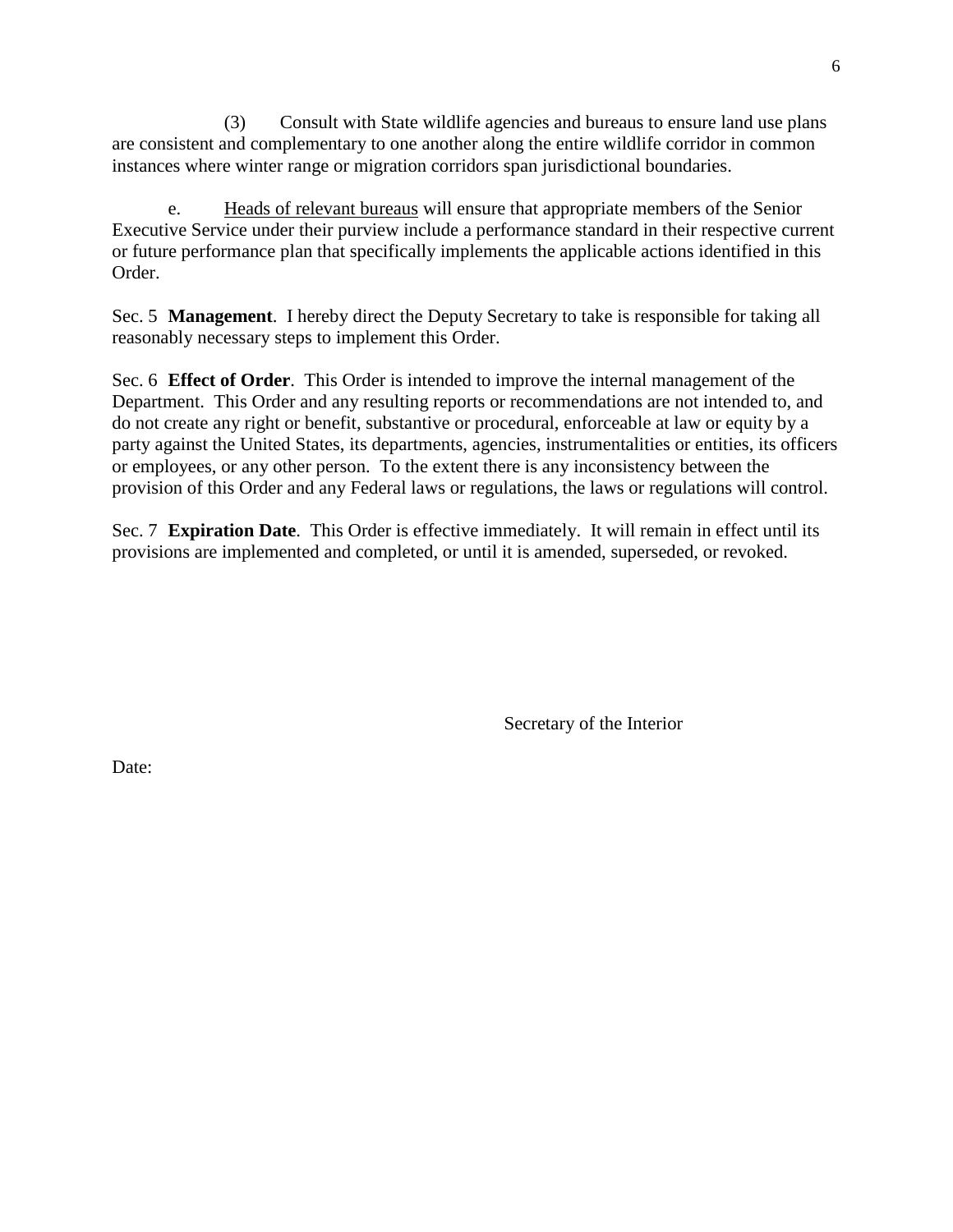(3) Consult with State wildlife agencies and bureaus to ensure land use plans are consistent and complementary to one another along the entire wildlife corridor in common instances where winter range or migration corridors span jurisdictional boundaries.

e. Heads of relevant bureaus will ensure that appropriate members of the Senior Executive Service under their purview include a performance standard in their respective current or future performance plan that specifically implements the applicable actions identified in this Order.

Sec. 5 **Management**. I hereby direct the Deputy Secretary to take is responsible for taking all reasonably necessary steps to implement this Order.

Sec. 6 **Effect of Order**. This Order is intended to improve the internal management of the Department. This Order and any resulting reports or recommendations are not intended to, and do not create any right or benefit, substantive or procedural, enforceable at law or equity by a party against the United States, its departments, agencies, instrumentalities or entities, its officers or employees, or any other person. To the extent there is any inconsistency between the provision of this Order and any Federal laws or regulations, the laws or regulations will control.

Sec. 7 **Expiration Date**. This Order is effective immediately. It will remain in effect until its provisions are implemented and completed, or until it is amended, superseded, or revoked.

Secretary of the Interior

Date: